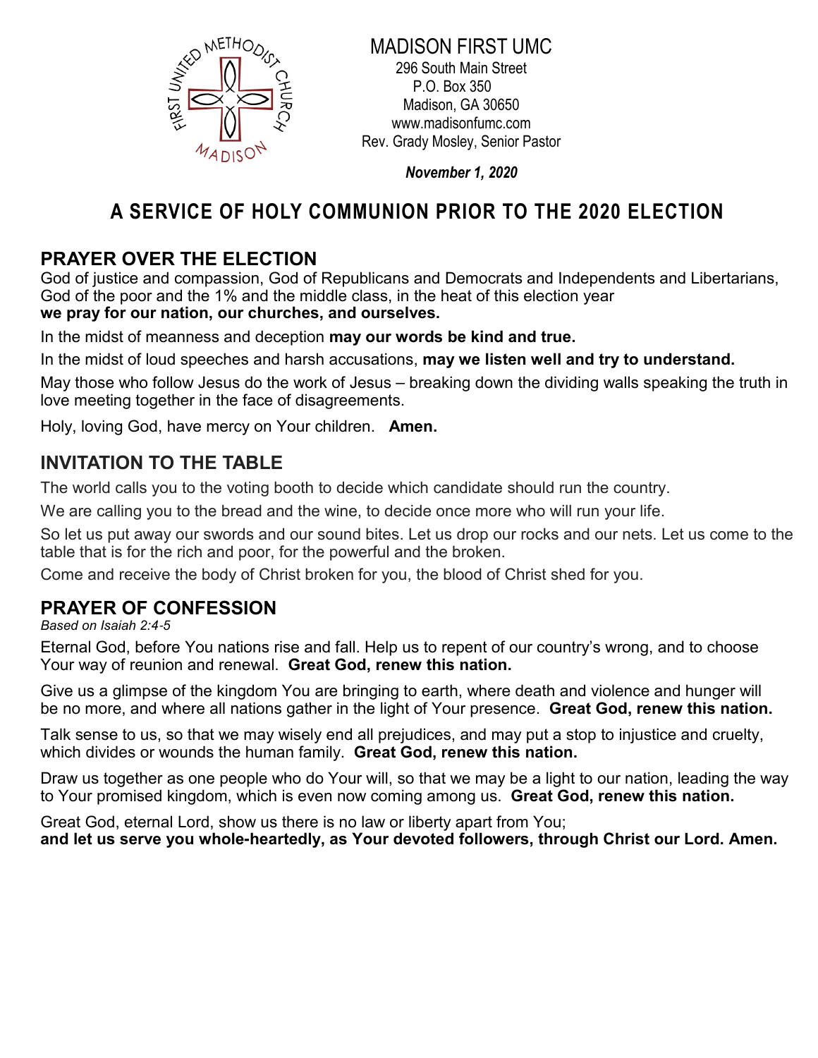MADISON FIRST UMC
296 South Main Street
P.O. Box 350
Madison, GA 30650
www.madisonfumc.com
Rev. Grady Mosley, Senior Pastor

***November 1, 2020***

# A SERVICE OF HOLY COMMUNION PRIOR TO THE 2020 ELECTION

## PRAYER OVER THE ELECTION

God of justice and compassion, God of Republicans and Democrats and Independents and Libertarians, God of the poor and the 1% and the middle class, in the heat of this election year
**we pray for our nation, our churches, and ourselves.**

In the midst of meanness and deception **may our words be kind and true.**

In the midst of loud speeches and harsh accusations, **may we listen well and try to understand.**

May those who follow Jesus do the work of Jesus – breaking down the dividing walls speaking the truth in love meeting together in the face of disagreements.

Holy, loving God, have mercy on Your children. **Amen.**

## INVITATION TO THE TABLE

The world calls you to the voting booth to decide which candidate should run the country.

We are calling you to the bread and the wine, to decide once more who will run your life.

So let us put away our swords and our sound bites. Let us drop our rocks and our nets. Let us come to the table that is for the rich and poor, for the powerful and the broken.

Come and receive the body of Christ broken for you, the blood of Christ shed for you.

## PRAYER OF CONFESSION

*Based on Isaiah 2:4-5*

Eternal God, before You nations rise and fall. Help us to repent of our country's wrong, and to choose Your way of reunion and renewal. **Great God, renew this nation.**

Give us a glimpse of the kingdom You are bringing to earth, where death and violence and hunger will be no more, and where all nations gather in the light of Your presence. **Great God, renew this nation.**

Talk sense to us, so that we may wisely end all prejudices, and may put a stop to injustice and cruelty, which divides or wounds the human family. **Great God, renew this nation.**

Draw us together as one people who do Your will, so that we may be a light to our nation, leading the way to Your promised kingdom, which is even now coming among us. **Great God, renew this nation.**

Great God, eternal Lord, show us there is no law or liberty apart from You;
**and let us serve you whole-heartedly, as Your devoted followers, through Christ our Lord. Amen.**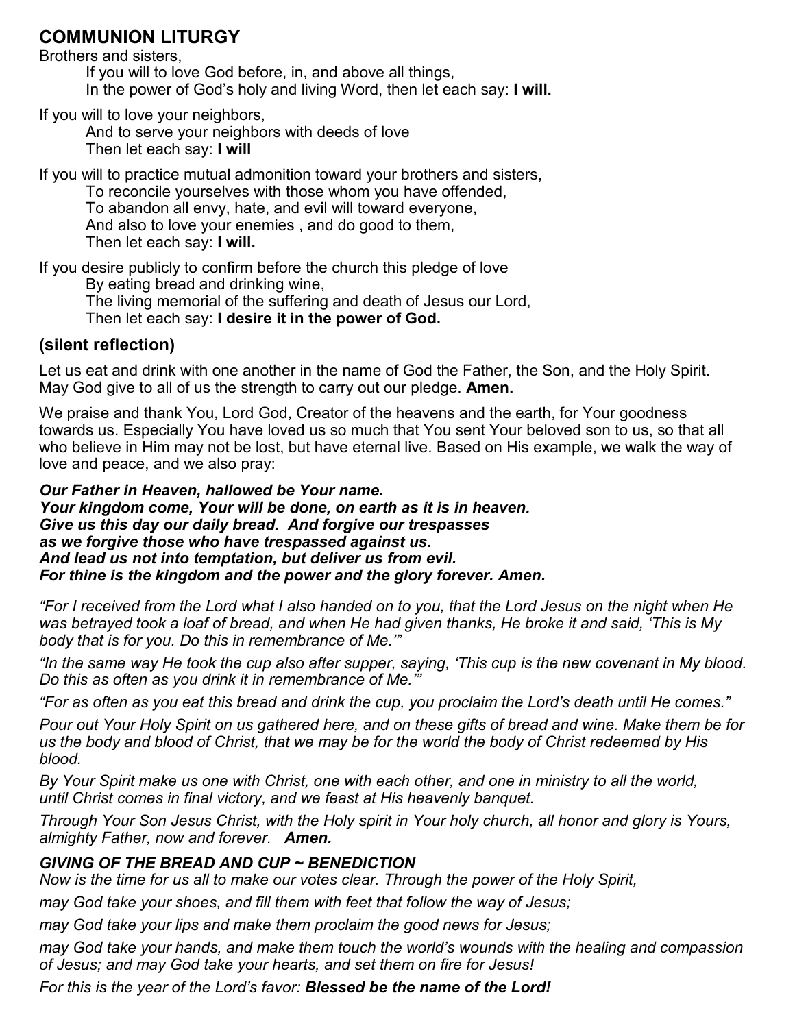## COMMUNION LITURGY

Brothers and sisters,

If you will to love God before, in, and above all things,
In the power of God's holy and living Word, then let each say: **I will.**

If you will to love your neighbors,
And to serve your neighbors with deeds of love
Then let each say: **I will**

If you will to practice mutual admonition toward your brothers and sisters,
To reconcile yourselves with those whom you have offended,
To abandon all envy, hate, and evil will toward everyone,
And also to love your enemies , and do good to them,
Then let each say: **I will.**

If you desire publicly to confirm before the church this pledge of love
By eating bread and drinking wine,
The living memorial of the suffering and death of Jesus our Lord,
Then let each say: **I desire it in the power of God.**

### (silent reflection)

Let us eat and drink with one another in the name of God the Father, the Son, and the Holy Spirit. May God give to all of us the strength to carry out our pledge. **Amen.**

We praise and thank You, Lord God, Creator of the heavens and the earth, for Your goodness towards us. Especially You have loved us so much that You sent Your beloved son to us, so that all who believe in Him may not be lost, but have eternal live. Based on His example, we walk the way of love and peace, and we also pray:

***Our Father in Heaven, hallowed be Your name.***
***Your kingdom come, Your will be done, on earth as it is in heaven.***
***Give us this day our daily bread. And forgive our trespasses***
***as we forgive those who have trespassed against us.***
***And lead us not into temptation, but deliver us from evil.***
***For thine is the kingdom and the power and the glory forever. Amen.***

*"For I received from the Lord what I also handed on to you, that the Lord Jesus on the night when He was betrayed took a loaf of bread, and when He had given thanks, He broke it and said, 'This is My body that is for you. Do this in remembrance of Me.'"*

*"In the same way He took the cup also after supper, saying, 'This cup is the new covenant in My blood. Do this as often as you drink it in remembrance of Me.'"*

*"For as often as you eat this bread and drink the cup, you proclaim the Lord's death until He comes."*

*Pour out Your Holy Spirit on us gathered here, and on these gifts of bread and wine. Make them be for us the body and blood of Christ, that we may be for the world the body of Christ redeemed by His blood.*

*By Your Spirit make us one with Christ, one with each other, and one in ministry to all the world, until Christ comes in final victory, and we feast at His heavenly banquet.*

*Through Your Son Jesus Christ, with the Holy spirit in Your holy church, all honor and glory is Yours, almighty Father, now and forever.* ***Amen.***

### *GIVING OF THE BREAD AND CUP ~ BENEDICTION*

*Now is the time for us all to make our votes clear. Through the power of the Holy Spirit,*

*may God take your shoes, and fill them with feet that follow the way of Jesus;*

*may God take your lips and make them proclaim the good news for Jesus;*

*may God take your hands, and make them touch the world's wounds with the healing and compassion of Jesus; and may God take your hearts, and set them on fire for Jesus!*

*For this is the year of the Lord's favor:* ***Blessed be the name of the Lord!***